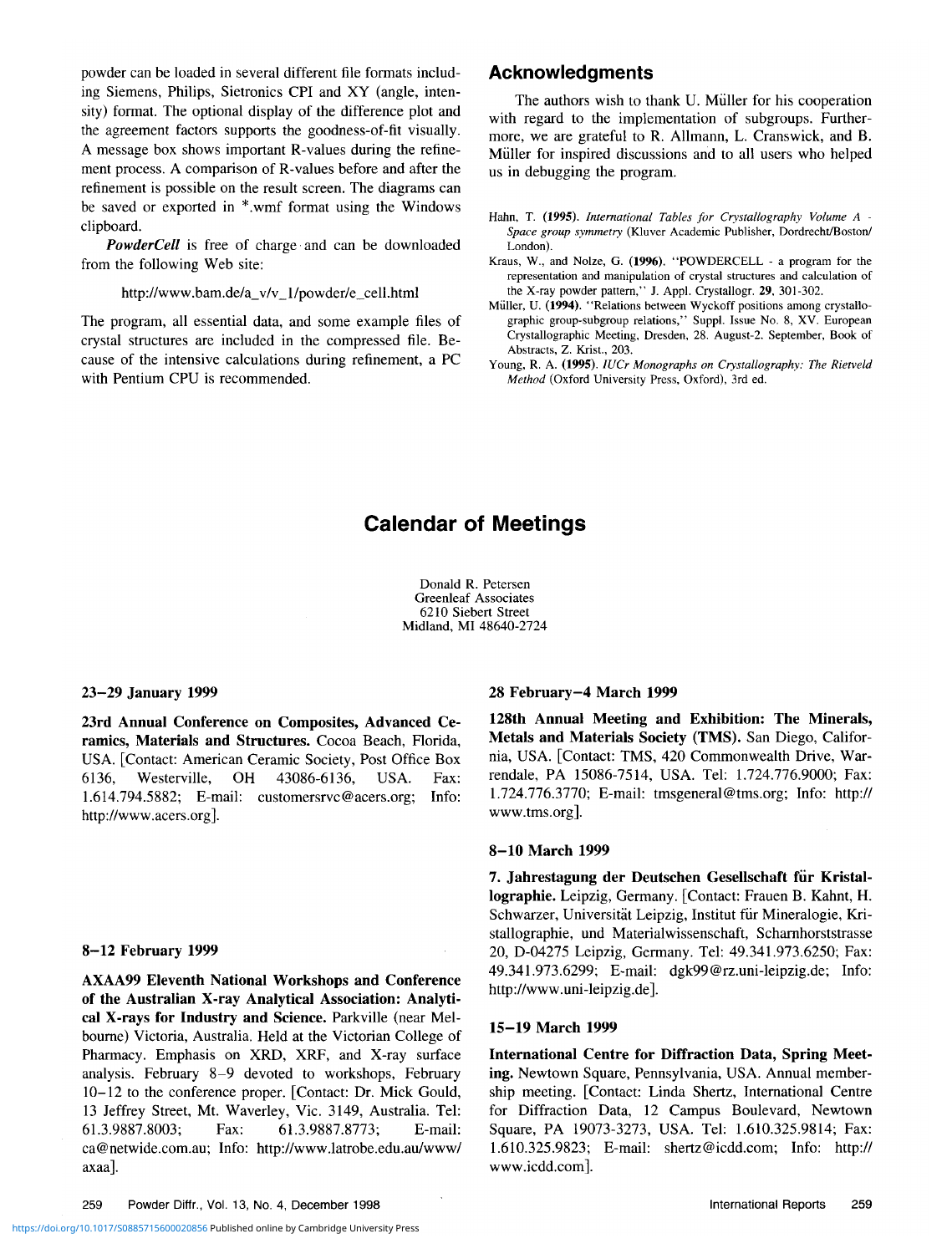powder can be loaded in several different file formats including Siemens, Philips, Sietronics CPI and XY (angle, intensity) format. The optional display of the difference plot and the agreement factors supports the goodness-of-fit visually. A message box shows important R-values during the refinement process. A comparison of R-values before and after the refinement is possible on the result screen. The diagrams can be saved or exported in *.wmf format using the Windows clipboard.

***PowderCell*** is free of charge and can be downloaded from the following Web site:

http://www.bam.de/a_v/v_1/powder/e_cell.html

The program, all essential data, and some example files of crystal structures are included in the compressed file. Because of the intensive calculations during refinement, a PC with Pentium CPU is recommended.

## Acknowledgments

The authors wish to thank U. Müller for his cooperation with regard to the implementation of subgroups. Furthermore, we are grateful to R. Allmann, L. Cranswick, and B. Müller for inspired discussions and to all users who helped us in debugging the program.

Hahn, T. **(1995)**. *International Tables for Crystallography Volume A - Space group symmetry* (Kluver Academic Publisher, Dordrecht/Boston/London).

Kraus, W., and Nolze, G. **(1996)**. "POWDERCELL - a program for the representation and manipulation of crystal structures and calculation of the X-ray powder pattern," J. Appl. Crystallogr. **29**, 301-302.

Müller, U. **(1994)**. "Relations between Wyckoff positions among crystallographic group-subgroup relations," Suppl. Issue No. 8, XV. European Crystallographic Meeting, Dresden, 28. August-2. September, Book of Abstracts, Z. Krist., 203.

Young, R. A. **(1995)**. *IUCr Monographs on Crystallography: The Rietveld Method* (Oxford University Press, Oxford), 3rd ed.

# Calendar of Meetings

Donald R. Petersen
Greenleaf Associates
6210 Siebert Street
Midland, MI 48640-2724

### 23–29 January 1999

**23rd Annual Conference on Composites, Advanced Ceramics, Materials and Structures.** Cocoa Beach, Florida, USA. [Contact: American Ceramic Society, Post Office Box 6136, Westerville, OH 43086-6136, USA. Fax: 1.614.794.5882; E-mail: customersrvc@acers.org; Info: http://www.acers.org].

### 8–12 February 1999

**AXAA99 Eleventh National Workshops and Conference of the Australian X-ray Analytical Association: Analytical X-rays for Industry and Science.** Parkville (near Melbourne) Victoria, Australia. Held at the Victorian College of Pharmacy. Emphasis on XRD, XRF, and X-ray surface analysis. February 8–9 devoted to workshops, February 10–12 to the conference proper. [Contact: Dr. Mick Gould, 13 Jeffrey Street, Mt. Waverley, Vic. 3149, Australia. Tel: 61.3.9887.8003; Fax: 61.3.9887.8773; E-mail: ca@netwide.com.au; Info: http://www.latrobe.edu.au/www/axaa].

### 28 February–4 March 1999

**128th Annual Meeting and Exhibition: The Minerals, Metals and Materials Society (TMS).** San Diego, California, USA. [Contact: TMS, 420 Commonwealth Drive, Warrendale, PA 15086-7514, USA. Tel: 1.724.776.9000; Fax: 1.724.776.3770; E-mail: tmsgeneral@tms.org; Info: http://www.tms.org].

### 8–10 March 1999

**7. Jahrestagung der Deutschen Gesellschaft für Kristallographie.** Leipzig, Germany. [Contact: Frauen B. Kahnt, H. Schwarzer, Universität Leipzig, Institut für Mineralogie, Kristallographie, und Materialwissenschaft, Scharnhorststrasse 20, D-04275 Leipzig, Germany. Tel: 49.341.973.6250; Fax: 49.341.973.6299; E-mail: dgk99@rz.uni-leipzig.de; Info: http://www.uni-leipzig.de].

### 15–19 March 1999

**International Centre for Diffraction Data, Spring Meeting.** Newtown Square, Pennsylvania, USA. Annual membership meeting. [Contact: Linda Shertz, International Centre for Diffraction Data, 12 Campus Boulevard, Newtown Square, PA 19073-3273, USA. Tel: 1.610.325.9814; Fax: 1.610.325.9823; E-mail: shertz@icdd.com; Info: http://www.icdd.com].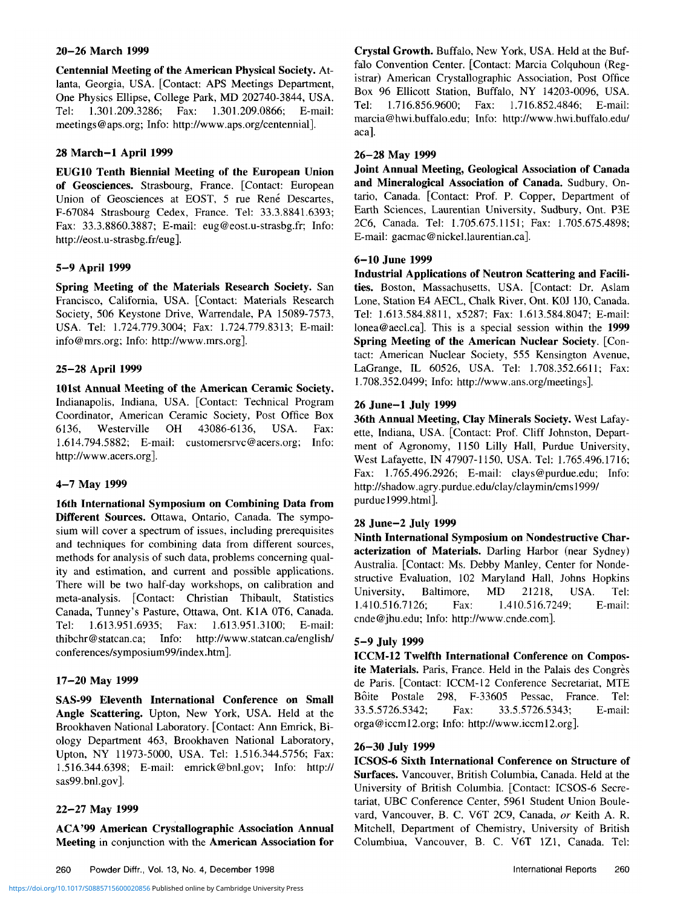**20–26 March 1999**

**Centennial Meeting of the American Physical Society.** Atlanta, Georgia, USA. [Contact: APS Meetings Department, One Physics Ellipse, College Park, MD 202740-3844, USA. Tel: 1.301.209.3286; Fax: 1.301.209.0866; E-mail: meetings@aps.org; Info: http://www.aps.org/centennial].

**28 March–1 April 1999**

**EUG10 Tenth Biennial Meeting of the European Union of Geosciences.** Strasbourg, France. [Contact: European Union of Geosciences at EOST, 5 rue René Descartes, F-67084 Strasbourg Cedex, France. Tel: 33.3.8841.6393; Fax: 33.3.8860.3887; E-mail: eug@eost.u-strasbg.fr; Info: http://eost.u-strasbg.fr/eug].

**5–9 April 1999**

**Spring Meeting of the Materials Research Society.** San Francisco, California, USA. [Contact: Materials Research Society, 506 Keystone Drive, Warrendale, PA 15089-7573, USA. Tel: 1.724.779.3004; Fax: 1.724.779.8313; E-mail: info@mrs.org; Info: http://www.mrs.org].

**25–28 April 1999**

**101st Annual Meeting of the American Ceramic Society.** Indianapolis, Indiana, USA. [Contact: Technical Program Coordinator, American Ceramic Society, Post Office Box 6136, Westerville OH 43086-6136, USA. Fax: 1.614.794.5882; E-mail: customersrvc@acers.org; Info: http://www.acers.org].

**4–7 May 1999**

**16th International Symposium on Combining Data from Different Sources.** Ottawa, Ontario, Canada. The symposium will cover a spectrum of issues, including prerequisites and techniques for combining data from different sources, methods for analysis of such data, problems concerning quality and estimation, and current and possible applications. There will be two half-day workshops, on calibration and meta-analysis. [Contact: Christian Thibault, Statistics Canada, Tunney's Pasture, Ottawa, Ont. K1A 0T6, Canada. Tel: 1.613.951.6935; Fax: 1.613.951.3100; E-mail: thibchr@statcan.ca; Info: http://www.statcan.ca/english/conferences/symposium99/index.htm].

**17–20 May 1999**

**SAS-99 Eleventh International Conference on Small Angle Scattering.** Upton, New York, USA. Held at the Brookhaven National Laboratory. [Contact: Ann Emrick, Biology Department 463, Brookhaven National Laboratory, Upton, NY 11973-5000, USA. Tel: 1.516.344.5756; Fax: 1.516.344.6398; E-mail: emrick@bnl.gov; Info: http://sas99.bnl.gov].

**22–27 May 1999**

**ACA'99 American Crystallographic Association Annual Meeting** in conjunction with the **American Association for Crystal Growth.** Buffalo, New York, USA. Held at the Buffalo Convention Center. [Contact: Marcia Colquhoun (Registrar) American Crystallographic Association, Post Office Box 96 Ellicott Station, Buffalo, NY 14203-0096, USA. Tel: 1.716.856.9600; Fax: 1.716.852.4846; E-mail: marcia@hwi.buffalo.edu; Info: http://www.hwi.buffalo.edu/aca].

**26–28 May 1999**

**Joint Annual Meeting, Geological Association of Canada and Mineralogical Association of Canada.** Sudbury, Ontario, Canada. [Contact: Prof. P. Copper, Department of Earth Sciences, Laurentian University, Sudbury, Ont. P3E 2C6, Canada. Tel: 1.705.675.1151; Fax: 1.705.675.4898; E-mail: gacmac@nickel.laurentian.ca].

**6–10 June 1999**

**Industrial Applications of Neutron Scattering and Facilities.** Boston, Massachusetts, USA. [Contact: Dr. Aslam Lone, Station E4 AECL, Chalk River, Ont. K0J 1J0, Canada. Tel: 1.613.584.8811, x5287; Fax: 1.613.584.8047; E-mail: lonea@aecl.ca]. This is a special session within the **1999 Spring Meeting of the American Nuclear Society**. [Contact: American Nuclear Society, 555 Kensington Avenue, LaGrange, IL 60526, USA. Tel: 1.708.352.6611; Fax: 1.708.352.0499; Info: http://www.ans.org/meetings].

**26 June–1 July 1999**

**36th Annual Meeting, Clay Minerals Society.** West Lafayette, Indiana, USA. [Contact: Prof. Cliff Johnston, Department of Agronomy, 1150 Lilly Hall, Purdue University, West Lafayette, IN 47907-1150, USA. Tel: 1.765.496.1716; Fax: 1.765.496.2926; E-mail: clays@purdue.edu; Info: http://shadow.agry.purdue.edu/clay/claymin/cms1999/purdue1999.html].

**28 June–2 July 1999**

**Ninth International Symposium on Nondestructive Characterization of Materials.** Darling Harbor (near Sydney) Australia. [Contact: Ms. Debby Manley, Center for Nondestructive Evaluation, 102 Maryland Hall, Johns Hopkins University, Baltimore, MD 21218, USA. Tel: 1.410.516.7126; Fax: 1.410.516.7249; E-mail: cnde@jhu.edu; Info: http://www.cnde.com].

**5–9 July 1999**

**ICCM-12 Twelfth International Conference on Composite Materials.** Paris, France. Held in the Palais des Congrès de Paris. [Contact: ICCM-12 Conference Secretariat, MTE Bôite Postale 298, F-33605 Pessac, France. Tel: 33.5.5726.5342; Fax: 33.5.5726.5343; E-mail: orga@iccm12.org; Info: http://www.iccm12.org].

**26–30 July 1999**

**ICSOS-6 Sixth International Conference on Structure of Surfaces.** Vancouver, British Columbia, Canada. Held at the University of British Columbia. [Contact: ICSOS-6 Secretariat, UBC Conference Center, 5961 Student Union Boulevard, Vancouver, B. C. V6T 2C9, Canada, *or* Keith A. R. Mitchell, Department of Chemistry, University of British Columbiua, Vancouver, B. C. V6T 1Z1, Canada. Tel: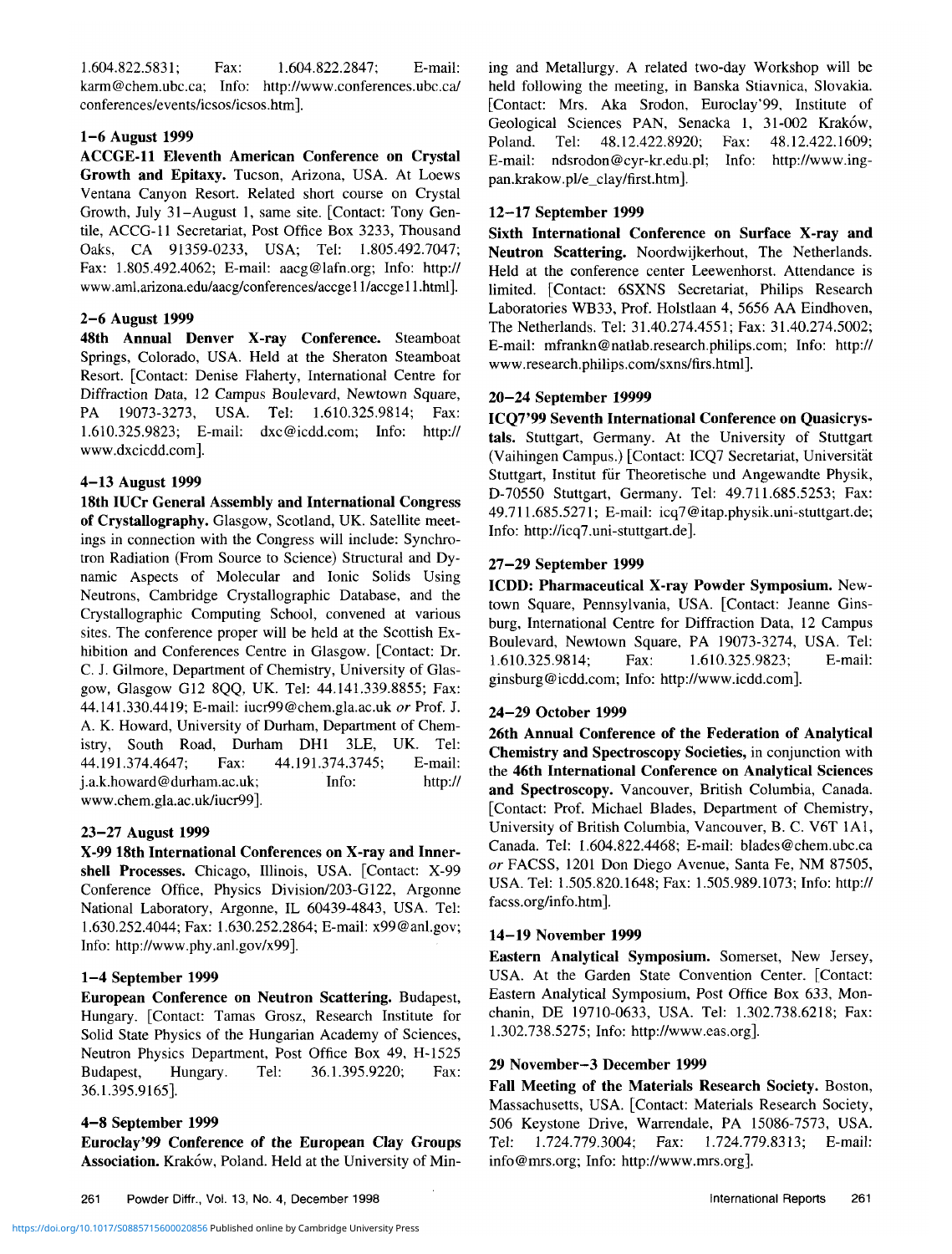1.604.822.5831; Fax: 1.604.822.2847; E-mail: karm@chem.ubc.ca; Info: http://www.conferences.ubc.ca/conferences/events/icsos/icsos.htm].

### 1–6 August 1999

**ACCGE-11 Eleventh American Conference on Crystal Growth and Epitaxy.** Tucson, Arizona, USA. At Loews Ventana Canyon Resort. Related short course on Crystal Growth, July 31–August 1, same site. [Contact: Tony Gentile, ACCG-11 Secretariat, Post Office Box 3233, Thousand Oaks, CA 91359-0233, USA; Tel: 1.805.492.7047; Fax: 1.805.492.4062; E-mail: aacg@lafn.org; Info: http://www.aml.arizona.edu/aacg/conferences/accge11/accge11.html].

### 2–6 August 1999

**48th Annual Denver X-ray Conference.** Steamboat Springs, Colorado, USA. Held at the Sheraton Steamboat Resort. [Contact: Denise Flaherty, International Centre for Diffraction Data, 12 Campus Boulevard, Newtown Square, PA 19073-3273, USA. Tel: 1.610.325.9814; Fax: 1.610.325.9823; E-mail: dxc@icdd.com; Info: http://www.dxcicdd.com].

### 4–13 August 1999

**18th IUCr General Assembly and International Congress of Crystallography.** Glasgow, Scotland, UK. Satellite meetings in connection with the Congress will include: Synchrotron Radiation (From Source to Science) Structural and Dynamic Aspects of Molecular and Ionic Solids Using Neutrons, Cambridge Crystallographic Database, and the Crystallographic Computing School, convened at various sites. The conference proper will be held at the Scottish Exhibition and Conferences Centre in Glasgow. [Contact: Dr. C. J. Gilmore, Department of Chemistry, University of Glasgow, Glasgow G12 8QQ, UK. Tel: 44.141.339.8855; Fax: 44.141.330.4419; E-mail: iucr99@chem.gla.ac.uk *or* Prof. J. A. K. Howard, University of Durham, Department of Chemistry, South Road, Durham DH1 3LE, UK. Tel: 44.191.374.4647; Fax: 44.191.374.3745; E-mail: j.a.k.howard@durham.ac.uk; Info: http://www.chem.gla.ac.uk/iucr99].

### 23–27 August 1999

**X-99 18th International Conferences on X-ray and Inner-shell Processes.** Chicago, Illinois, USA. [Contact: X-99 Conference Office, Physics Division/203-G122, Argonne National Laboratory, Argonne, IL 60439-4843, USA. Tel: 1.630.252.4044; Fax: 1.630.252.2864; E-mail: x99@anl.gov; Info: http://www.phy.anl.gov/x99].

### 1–4 September 1999

**European Conference on Neutron Scattering.** Budapest, Hungary. [Contact: Tamas Grosz, Research Institute for Solid State Physics of the Hungarian Academy of Sciences, Neutron Physics Department, Post Office Box 49, H-1525 Budapest, Hungary. Tel: 36.1.395.9220; Fax: 36.1.395.9165].

### 4–8 September 1999

**Euroclay'99 Conference of the European Clay Groups Association.** Kraków, Poland. Held at the University of Mining and Metallurgy. A related two-day Workshop will be held following the meeting, in Banska Stiavnica, Slovakia. [Contact: Mrs. Aka Srodon, Euroclay'99, Institute of Geological Sciences PAN, Senacka 1, 31-002 Kraków, Poland. Tel: 48.12.422.8920; Fax: 48.12.422.1609; E-mail: ndsrodon@cyr-kr.edu.pl; Info: http://www.ing-pan.krakow.pl/e_clay/first.htm].

### 12–17 September 1999

**Sixth International Conference on Surface X-ray and Neutron Scattering.** Noordwijkerhout, The Netherlands. Held at the conference center Leewenhorst. Attendance is limited. [Contact: 6SXNS Secretariat, Philips Research Laboratories WB33, Prof. Holstlaan 4, 5656 AA Eindhoven, The Netherlands. Tel: 31.40.274.4551; Fax: 31.40.274.5002; E-mail: mfrankn@natlab.research.philips.com; Info: http://www.research.philips.com/sxns/firs.html].

### 20–24 September 19999

**ICQ7'99 Seventh International Conference on Quasicrystals.** Stuttgart, Germany. At the University of Stuttgart (Vaihingen Campus.) [Contact: ICQ7 Secretariat, Universität Stuttgart, Institut für Theoretische und Angewandte Physik, D-70550 Stuttgart, Germany. Tel: 49.711.685.5253; Fax: 49.711.685.5271; E-mail: icq7@itap.physik.uni-stuttgart.de; Info: http://icq7.uni-stuttgart.de].

### 27–29 September 1999

**ICDD: Pharmaceutical X-ray Powder Symposium.** Newtown Square, Pennsylvania, USA. [Contact: Jeanne Ginsburg, International Centre for Diffraction Data, 12 Campus Boulevard, Newtown Square, PA 19073-3274, USA. Tel: 1.610.325.9814; Fax: 1.610.325.9823; E-mail: ginsburg@icdd.com; Info: http://www.icdd.com].

### 24–29 October 1999

**26th Annual Conference of the Federation of Analytical Chemistry and Spectroscopy Societies,** in conjunction with the **46th International Conference on Analytical Sciences and Spectroscopy.** Vancouver, British Columbia, Canada. [Contact: Prof. Michael Blades, Department of Chemistry, University of British Columbia, Vancouver, B. C. V6T 1A1, Canada. Tel: 1.604.822.4468; E-mail: blades@chem.ubc.ca *or* FACSS, 1201 Don Diego Avenue, Santa Fe, NM 87505, USA. Tel: 1.505.820.1648; Fax: 1.505.989.1073; Info: http://facss.org/info.htm].

### 14–19 November 1999

**Eastern Analytical Symposium.** Somerset, New Jersey, USA. At the Garden State Convention Center. [Contact: Eastern Analytical Symposium, Post Office Box 633, Monchanin, DE 19710-0633, USA. Tel: 1.302.738.6218; Fax: 1.302.738.5275; Info: http://www.eas.org].

### 29 November–3 December 1999

**Fall Meeting of the Materials Research Society.** Boston, Massachusetts, USA. [Contact: Materials Research Society, 506 Keystone Drive, Warrendale, PA 15086-7573, USA. Tel: 1.724.779.3004; Fax: 1.724.779.8313; E-mail: info@mrs.org; Info: http://www.mrs.org].